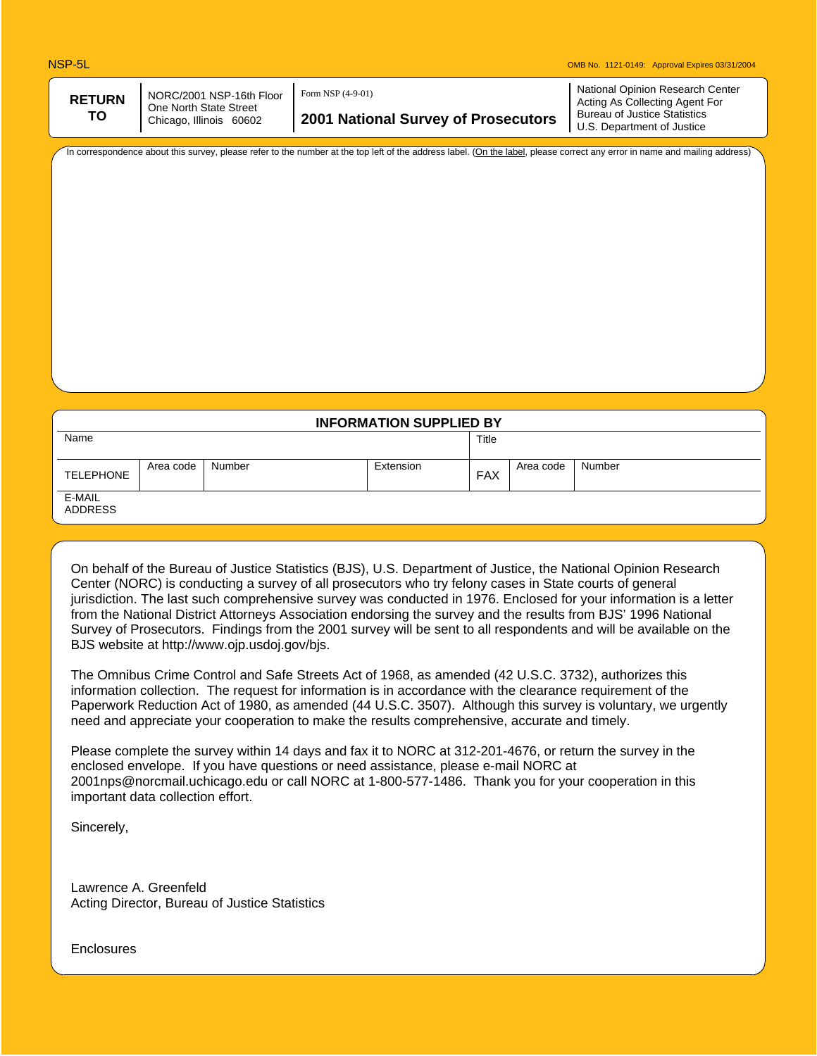NSP-5L

OMB No. 1121-0149: Approval Expires 03/31/2004

| **RETURN TO** | NORC/2001 NSP-16th Floor<br>One North State Street<br>Chicago, Illinois 60602 | Form NSP (4-9-01)<br>**2001 National Survey of Prosecutors** | National Opinion Research Center<br>Acting As Collecting Agent For<br>Bureau of Justice Statistics<br>U.S. Department of Justice |
|---|---|---|---|

In correspondence about this survey, please refer to the number at the top left of the address label. (On the label, please correct any error in name and mailing address)

## INFORMATION SUPPLIED BY

| Name | | | | Title | | |
|---|---|---|---|---|---|---|
| TELEPHONE | Area code | Number | Extension | FAX | Area code | Number |
| E-MAIL ADDRESS | | | | | | |

On behalf of the Bureau of Justice Statistics (BJS), U.S. Department of Justice, the National Opinion Research Center (NORC) is conducting a survey of all prosecutors who try felony cases in State courts of general jurisdiction. The last such comprehensive survey was conducted in 1976. Enclosed for your information is a letter from the National District Attorneys Association endorsing the survey and the results from BJS' 1996 National Survey of Prosecutors. Findings from the 2001 survey will be sent to all respondents and will be available on the BJS website at http://www.ojp.usdoj.gov/bjs.

The Omnibus Crime Control and Safe Streets Act of 1968, as amended (42 U.S.C. 3732), authorizes this information collection. The request for information is in accordance with the clearance requirement of the Paperwork Reduction Act of 1980, as amended (44 U.S.C. 3507). Although this survey is voluntary, we urgently need and appreciate your cooperation to make the results comprehensive, accurate and timely.

Please complete the survey within 14 days and fax it to NORC at 312-201-4676, or return the survey in the enclosed envelope. If you have questions or need assistance, please e-mail NORC at 2001nps@norcmail.uchicago.edu or call NORC at 1-800-577-1486. Thank you for your cooperation in this important data collection effort.

Sincerely,

Lawrence A. Greenfeld
Acting Director, Bureau of Justice Statistics

Enclosures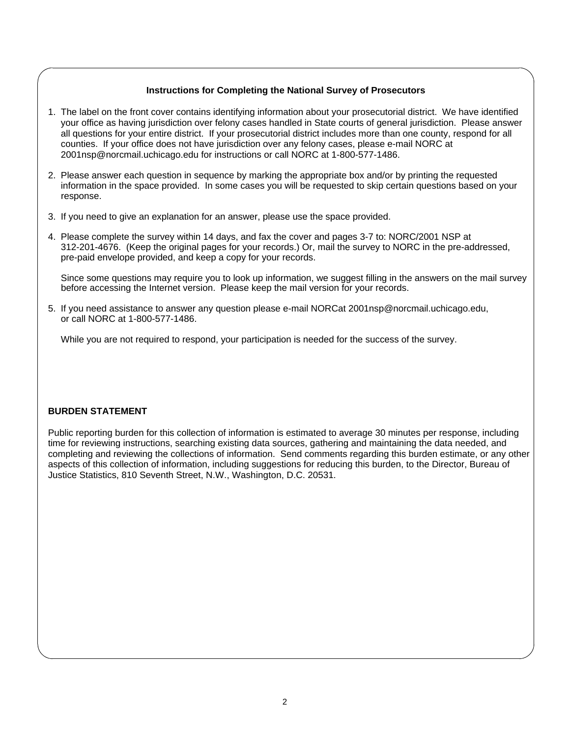**Instructions for Completing the National Survey of Prosecutors**

1. The label on the front cover contains identifying information about your prosecutorial district. We have identified your office as having jurisdiction over felony cases handled in State courts of general jurisdiction. Please answer all questions for your entire district. If your prosecutorial district includes more than one county, respond for all counties. If your office does not have jurisdiction over any felony cases, please e-mail NORC at 2001nsp@norcmail.uchicago.edu for instructions or call NORC at 1-800-577-1486.

2. Please answer each question in sequence by marking the appropriate box and/or by printing the requested information in the space provided. In some cases you will be requested to skip certain questions based on your response.

3. If you need to give an explanation for an answer, please use the space provided.

4. Please complete the survey within 14 days, and fax the cover and pages 3-7 to: NORC/2001 NSP at 312-201-4676. (Keep the original pages for your records.) Or, mail the survey to NORC in the pre-addressed, pre-paid envelope provided, and keep a copy for your records.

   Since some questions may require you to look up information, we suggest filling in the answers on the mail survey before accessing the Internet version. Please keep the mail version for your records.

5. If you need assistance to answer any question please e-mail NORCat 2001nsp@norcmail.uchicago.edu, or call NORC at 1-800-577-1486.

   While you are not required to respond, your participation is needed for the success of the survey.

**BURDEN STATEMENT**

Public reporting burden for this collection of information is estimated to average 30 minutes per response, including time for reviewing instructions, searching existing data sources, gathering and maintaining the data needed, and completing and reviewing the collections of information. Send comments regarding this burden estimate, or any other aspects of this collection of information, including suggestions for reducing this burden, to the Director, Bureau of Justice Statistics, 810 Seventh Street, N.W., Washington, D.C. 20531.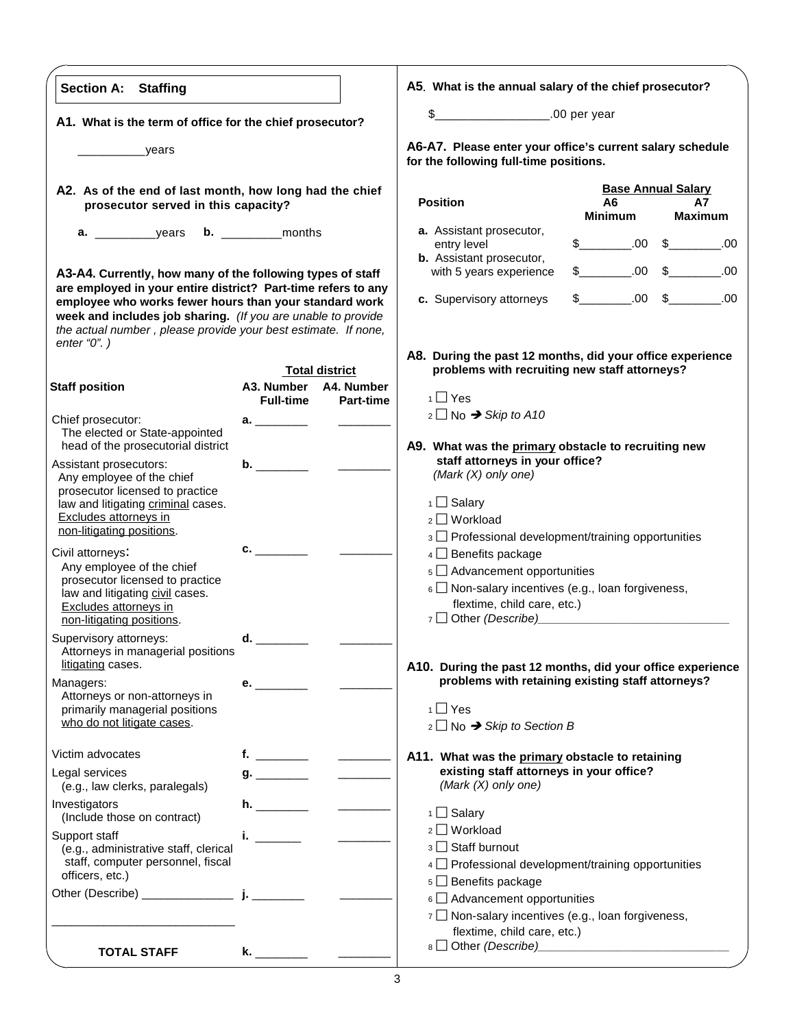## Section A: Staffing

**A1. What is the term of office for the chief prosecutor?**

__________years

**A2. As of the end of last month, how long had the chief prosecutor served in this capacity?**

**a.** _________years **b.** _________months

**A3-A4. Currently, how many of the following types of staff are employed in your entire district? Part-time refers to any employee who works fewer hours than your standard work week and includes job sharing.** *(If you are unable to provide the actual number , please provide your best estimate. If none, enter "0".)*

| Staff position | Total district A3. Number Full-time | A4. Number Part-time |
|---|---|---|
| Chief prosecutor: The elected or State-appointed head of the prosecutorial district | a. ________ | ________ |
| Assistant prosecutors: Any employee of the chief prosecutor licensed to practice law and litigating criminal cases. Excludes attorneys in non-litigating positions. | b. ________ | ________ |
| Civil attorneys: Any employee of the chief prosecutor licensed to practice law and litigating civil cases. Excludes attorneys in non-litigating positions. | c. ________ | ________ |
| Supervisory attorneys: Attorneys in managerial positions litigating cases. | d. ________ | ________ |
| Managers: Attorneys or non-attorneys in primarily managerial positions who do not litigate cases. | e. ________ | ________ |
| Victim advocates | f. ________ | ________ |
| Legal services (e.g., law clerks, paralegals) | g. ________ | ________ |
| Investigators (Include those on contract) | h. ________ | ________ |
| Support staff (e.g., administrative staff, clerical staff, computer personnel, fiscal officers, etc.) | i. _______ | ________ |
| Other (Describe) ______________ ____________________________ | j. ________ | ________ |
| **TOTAL STAFF** | k. ________ | ________ |

**A5. What is the annual salary of the chief prosecutor?**

$_________________.00 per year

**A6-A7. Please enter your office's current salary schedule for the following full-time positions.**

| Position | Base Annual Salary A6 Minimum | A7 Maximum |
|---|---|---|
| a. Assistant prosecutor, entry level | $________.00 | $________.00 |
| b. Assistant prosecutor, with 5 years experience | $________.00 | $________.00 |
| c. Supervisory attorneys | $________.00 | $________.00 |

**A8. During the past 12 months, did your office experience problems with recruiting new staff attorneys?**

1 ☐ Yes
2 ☐ No ➔ *Skip to A10*

**A9. What was the primary obstacle to recruiting new staff attorneys in your office?**
*(Mark (X) only one)*

1 ☐ Salary
2 ☐ Workload
3 ☐ Professional development/training opportunities
4 ☐ Benefits package
5 ☐ Advancement opportunities
6 ☐ Non-salary incentives (e.g., loan forgiveness, flextime, child care, etc.)
7 ☐ Other *(Describe)*____________________________

**A10. During the past 12 months, did your office experience problems with retaining existing staff attorneys?**

1 ☐ Yes
2 ☐ No ➔ *Skip to Section B*

**A11. What was the primary obstacle to retaining existing staff attorneys in your office?**
*(Mark (X) only one)*

1 ☐ Salary
2 ☐ Workload
3 ☐ Staff burnout
4 ☐ Professional development/training opportunities
5 ☐ Benefits package
6 ☐ Advancement opportunities
7 ☐ Non-salary incentives (e.g., loan forgiveness, flextime, child care, etc.)
8 ☐ Other *(Describe)*____________________________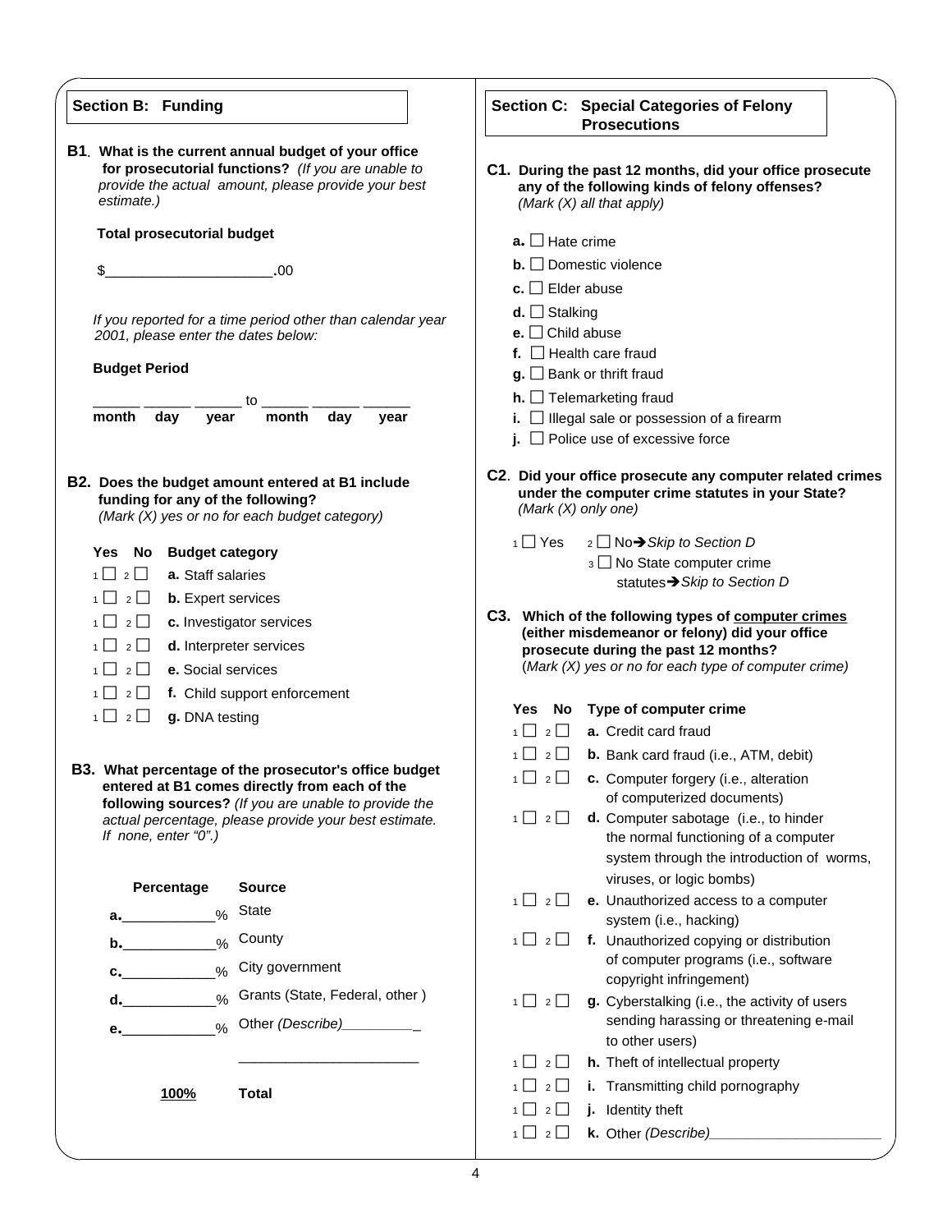## Section B: Funding

**B1. What is the current annual budget of your office for prosecutorial functions?** *(If you are unable to provide the actual amount, please provide your best estimate.)*

**Total prosecutorial budget**

$____________________.00

*If you reported for a time period other than calendar year 2001, please enter the dates below:*

**Budget Period**

______ ______ ______ to ______ ______ ______
**month day year month day year**

**B2. Does the budget amount entered at B1 include funding for any of the following?** *(Mark (X) yes or no for each budget category)*

| Yes | No | Budget category |
|---|---|---|
| 1 ☐ | 2 ☐ | **a.** Staff salaries |
| 1 ☐ | 2 ☐ | **b.** Expert services |
| 1 ☐ | 2 ☐ | **c.** Investigator services |
| 1 ☐ | 2 ☐ | **d.** Interpreter services |
| 1 ☐ | 2 ☐ | **e.** Social services |
| 1 ☐ | 2 ☐ | **f.** Child support enforcement |
| 1 ☐ | 2 ☐ | **g.** DNA testing |

**B3. What percentage of the prosecutor's office budget entered at B1 comes directly from each of the following sources?** *(If you are unable to provide the actual percentage, please provide your best estimate. If none, enter "0".)*

| Percentage | Source |
|---|---|
| **a.**___________% | State |
| **b.**___________% | County |
| **c.**___________% | City government |
| **d.**___________% | Grants (State, Federal, other ) |
| **e.**___________% | Other *(Describe)*_________ ______________________ |
| **100%** | **Total** |

## Section C: Special Categories of Felony Prosecutions

**C1. During the past 12 months, did your office prosecute any of the following kinds of felony offenses?** *(Mark (X) all that apply)*

- **a.** ☐ Hate crime
- **b.** ☐ Domestic violence
- **c.** ☐ Elder abuse
- **d.** ☐ Stalking
- **e.** ☐ Child abuse
- **f.** ☐ Health care fraud
- **g.** ☐ Bank or thrift fraud
- **h.** ☐ Telemarketing fraud
- **i.** ☐ Illegal sale or possession of a firearm
- **j.** ☐ Police use of excessive force

**C2. Did your office prosecute any computer related crimes under the computer crime statutes in your State?** *(Mark (X) only one)*

1 ☐ Yes  2 ☐ No→*Skip to Section D*
3 ☐ No State computer crime statutes→*Skip to Section D*

**C3. Which of the following types of computer crimes (either misdemeanor or felony) did your office prosecute during the past 12 months?** *(Mark (X) yes or no for each type of computer crime)*

| Yes | No | Type of computer crime |
|---|---|---|
| 1 ☐ | 2 ☐ | **a.** Credit card fraud |
| 1 ☐ | 2 ☐ | **b.** Bank card fraud (i.e., ATM, debit) |
| 1 ☐ | 2 ☐ | **c.** Computer forgery (i.e., alteration of computerized documents) |
| 1 ☐ | 2 ☐ | **d.** Computer sabotage (i.e., to hinder the normal functioning of a computer system through the introduction of worms, viruses, or logic bombs) |
| 1 ☐ | 2 ☐ | **e.** Unauthorized access to a computer system (i.e., hacking) |
| 1 ☐ | 2 ☐ | **f.** Unauthorized copying or distribution of computer programs (i.e., software copyright infringement) |
| 1 ☐ | 2 ☐ | **g.** Cyberstalking (i.e., the activity of users sending harassing or threatening e-mail to other users) |
| 1 ☐ | 2 ☐ | **h.** Theft of intellectual property |
| 1 ☐ | 2 ☐ | **i.** Transmitting child pornography |
| 1 ☐ | 2 ☐ | **j.** Identity theft |
| 1 ☐ | 2 ☐ | **k.** Other *(Describe)*_____________________ |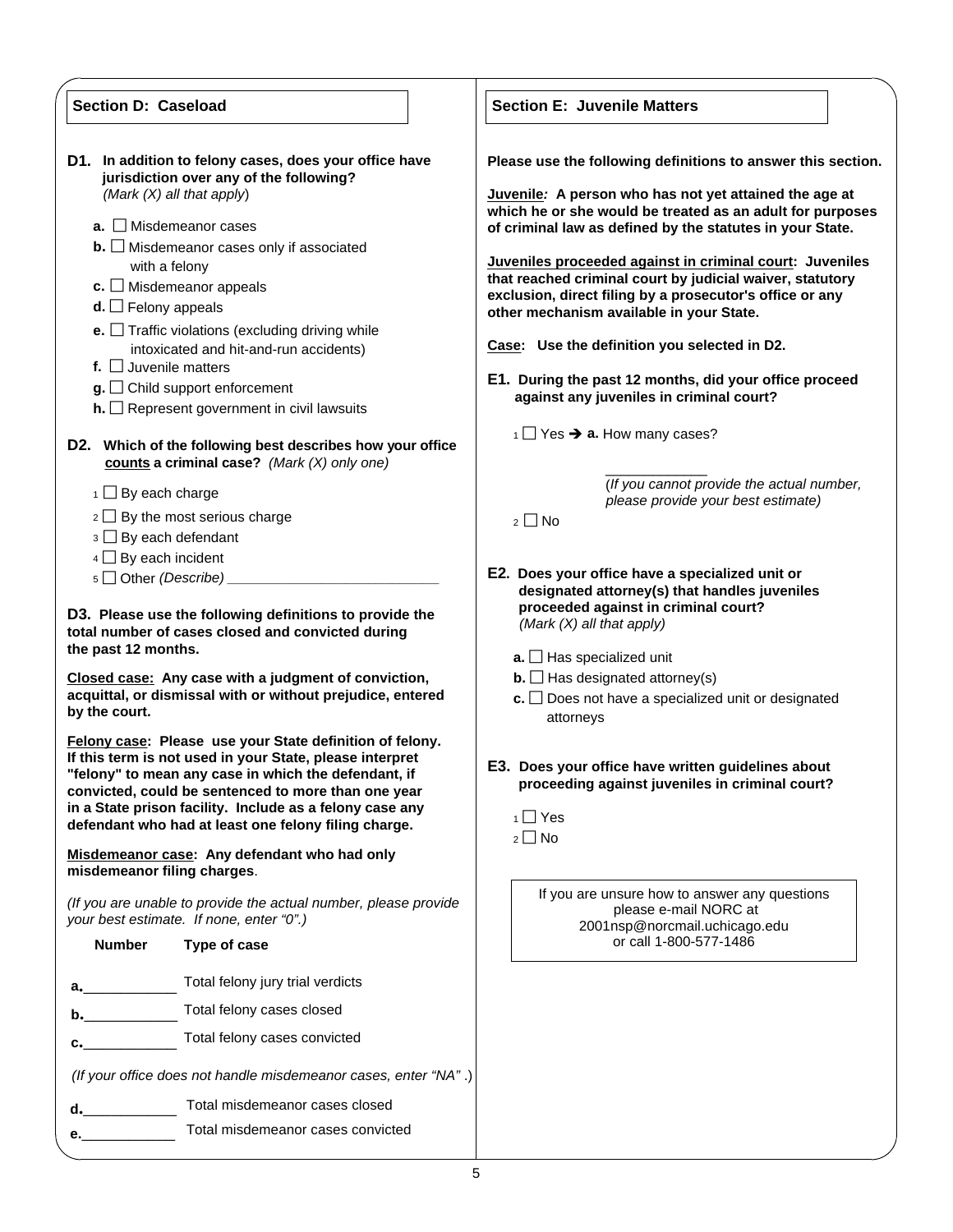## Section D: Caseload

**D1. In addition to felony cases, does your office have jurisdiction over any of the following?** *(Mark (X) all that apply)*

- **a.** ☐ Misdemeanor cases
- **b.** ☐ Misdemeanor cases only if associated with a felony
- **c.** ☐ Misdemeanor appeals
- **d.** ☐ Felony appeals
- **e.** ☐ Traffic violations (excluding driving while intoxicated and hit-and-run accidents)
- **f.** ☐ Juvenile matters
- **g.** ☐ Child support enforcement
- **h.** ☐ Represent government in civil lawsuits

**D2. Which of the following best describes how your office counts a criminal case?** *(Mark (X) only one)*

- 1 ☐ By each charge
- 2 ☐ By the most serious charge
- 3 ☐ By each defendant
- 4 ☐ By each incident
- 5 ☐ Other *(Describe)* ___________________________

**D3. Please use the following definitions to provide the total number of cases closed and convicted during the past 12 months.**

**Closed case: Any case with a judgment of conviction, acquittal, or dismissal with or without prejudice, entered by the court.**

**Felony case: Please use your State definition of felony. If this term is not used in your State, please interpret "felony" to mean any case in which the defendant, if convicted, could be sentenced to more than one year in a State prison facility. Include as a felony case any defendant who had at least one felony filing charge.**

**Misdemeanor case: Any defendant who had only misdemeanor filing charges.**

*(If you are unable to provide the actual number, please provide your best estimate. If none, enter "0".)*

| Number | Type of case |
|---|---|
| a.____________ | Total felony jury trial verdicts |
| b.____________ | Total felony cases closed |
| c.____________ | Total felony cases convicted |

*(If your office does not handle misdemeanor cases, enter "NA" .)*

| Number | Type of case |
|---|---|
| d.____________ | Total misdemeanor cases closed |
| e.____________ | Total misdemeanor cases convicted |

## Section E: Juvenile Matters

**Please use the following definitions to answer this section.**

**Juvenile: A person who has not yet attained the age at which he or she would be treated as an adult for purposes of criminal law as defined by the statutes in your State.**

**Juveniles proceeded against in criminal court: Juveniles that reached criminal court by judicial waiver, statutory exclusion, direct filing by a prosecutor's office or any other mechanism available in your State.**

**Case: Use the definition you selected in D2.**

**E1. During the past 12 months, did your office proceed against any juveniles in criminal court?**

- 1 ☐ Yes ➔ **a.** How many cases?

  _____________
  (*If you cannot provide the actual number, please provide your best estimate)*
- 2 ☐ No

**E2. Does your office have a specialized unit or designated attorney(s) that handles juveniles proceeded against in criminal court?** *(Mark (X) all that apply)*

- **a.** ☐ Has specialized unit
- **b.** ☐ Has designated attorney(s)
- **c.** ☐ Does not have a specialized unit or designated attorneys

**E3. Does your office have written guidelines about proceeding against juveniles in criminal court?**

- 1 ☐ Yes
- 2 ☐ No

If you are unsure how to answer any questions please e-mail NORC at 2001nsp@norcmail.uchicago.edu or call 1-800-577-1486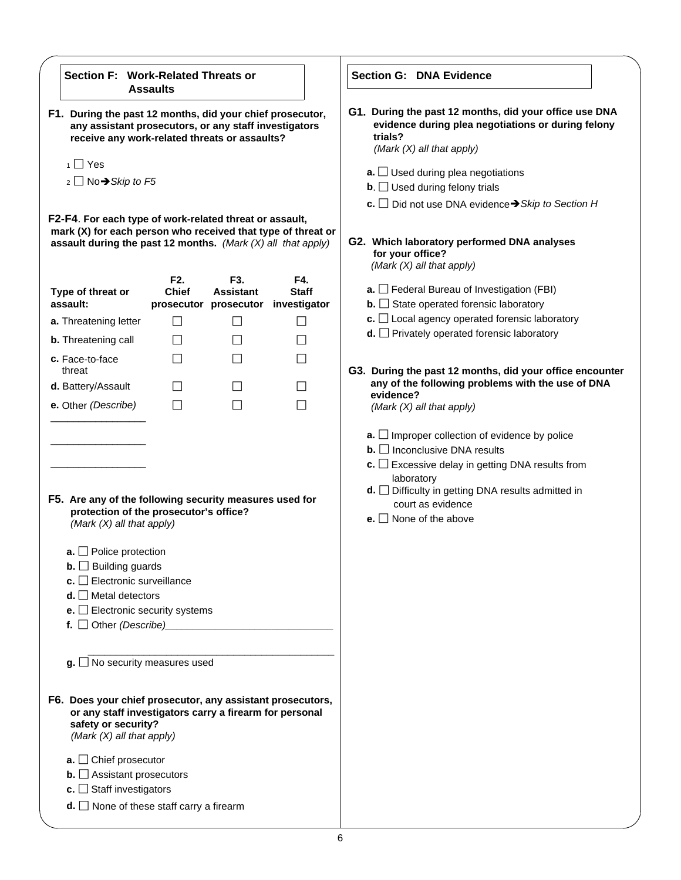## Section F: Work-Related Threats or Assaults

**F1. During the past 12 months, did your chief prosecutor, any assistant prosecutors, or any staff investigators receive any work-related threats or assaults?**

1 ☐ Yes

2 ☐ No➔*Skip to F5*

**F2-F4. For each type of work-related threat or assault, mark (X) for each person who received that type of threat or assault during the past 12 months.** *(Mark (X) all that apply)*

| Type of threat or assault: | F2. Chief prosecutor | F3. Assistant prosecutor | F4. Staff investigator |
|---|---|---|---|
| **a.** Threatening letter | ☐ | ☐ | ☐ |
| **b.** Threatening call | ☐ | ☐ | ☐ |
| **c.** Face-to-face threat | ☐ | ☐ | ☐ |
| **d.** Battery/Assault | ☐ | ☐ | ☐ |
| **e.** Other *(Describe)* _________________ | ☐ | ☐ | ☐ |

_________________

_________________

**F5. Are any of the following security measures used for protection of the prosecutor's office?**
*(Mark (X) all that apply)*

**a.** ☐ Police protection
**b.** ☐ Building guards
**c.** ☐ Electronic surveillance
**d.** ☐ Metal detectors
**e.** ☐ Electronic security systems
**f.** ☐ Other *(Describe)*_____________________________

_____________________________________________

**g.** ☐ No security measures used

**F6. Does your chief prosecutor, any assistant prosecutors, or any staff investigators carry a firearm for personal safety or security?**
*(Mark (X) all that apply)*

**a.** ☐ Chief prosecutor
**b.** ☐ Assistant prosecutors
**c.** ☐ Staff investigators
**d.** ☐ None of these staff carry a firearm

## Section G: DNA Evidence

**G1. During the past 12 months, did your office use DNA evidence during plea negotiations or during felony trials?**
*(Mark (X) all that apply)*

**a.** ☐ Used during plea negotiations
**b**. ☐ Used during felony trials
**c.** ☐ Did not use DNA evidence➔*Skip to Section H*

**G2. Which laboratory performed DNA analyses for your office?**
*(Mark (X) all that apply)*

**a.** ☐ Federal Bureau of Investigation (FBI)
**b.** ☐ State operated forensic laboratory
**c.** ☐ Local agency operated forensic laboratory
**d.** ☐ Privately operated forensic laboratory

**G3. During the past 12 months, did your office encounter any of the following problems with the use of DNA evidence?**
*(Mark (X) all that apply)*

**a.** ☐ Improper collection of evidence by police
**b.** ☐ Inconclusive DNA results
**c.** ☐ Excessive delay in getting DNA results from laboratory
**d.** ☐ Difficulty in getting DNA results admitted in court as evidence
**e.** ☐ None of the above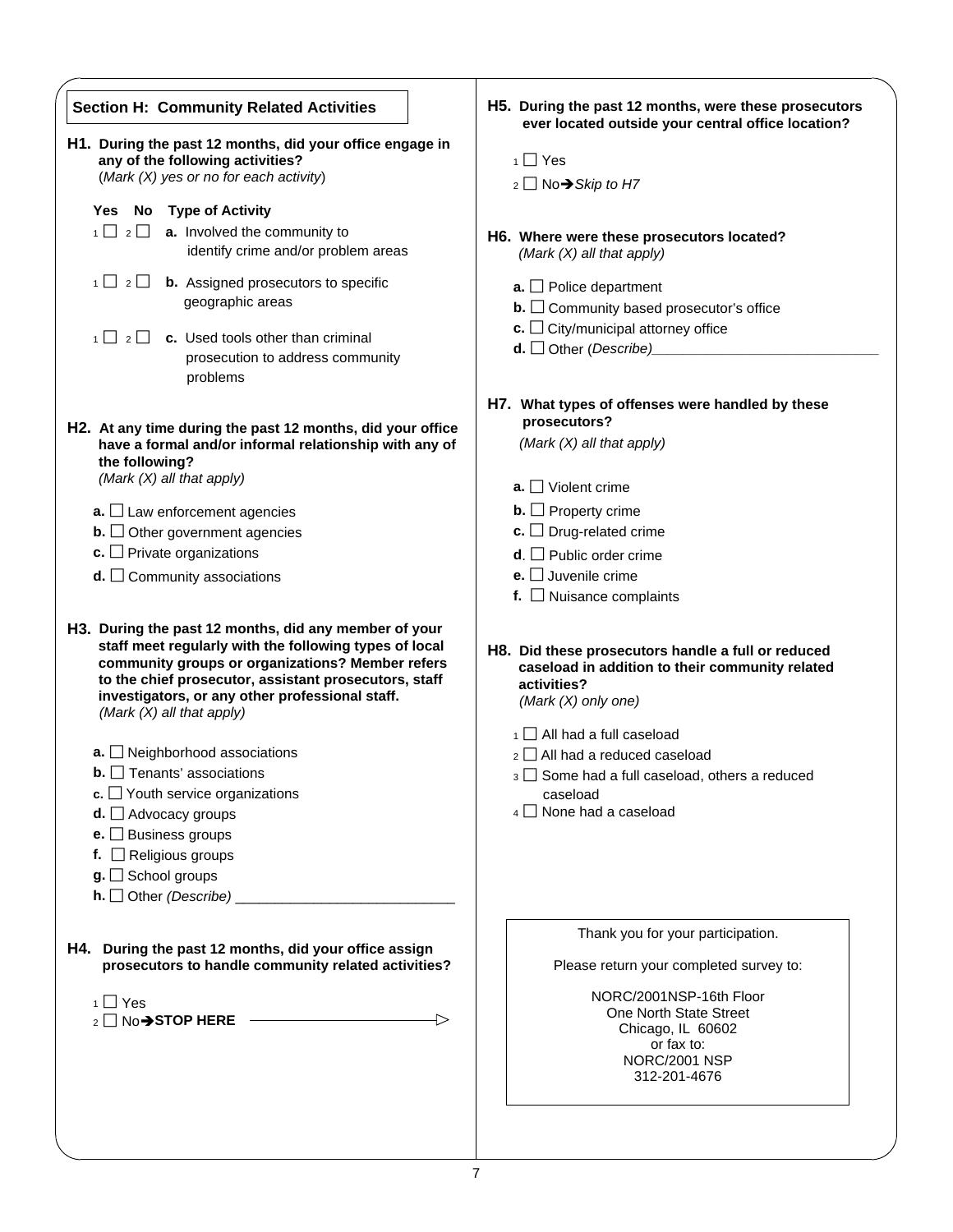## Section H: Community Related Activities

**H1. During the past 12 months, did your office engage in any of the following activities?**
(*Mark (X) yes or no for each activity*)

| Yes | No | Type of Activity |
| --- | --- | --- |
| 1 ☐ | 2 ☐ | **a.** Involved the community to identify crime and/or problem areas |
| 1 ☐ | 2 ☐ | **b.** Assigned prosecutors to specific geographic areas |
| 1 ☐ | 2 ☐ | **c.** Used tools other than criminal prosecution to address community problems |

**H2. At any time during the past 12 months, did your office have a formal and/or informal relationship with any of the following?**
*(Mark (X) all that apply)*

- **a.** ☐ Law enforcement agencies
- **b.** ☐ Other government agencies
- **c.** ☐ Private organizations
- **d.** ☐ Community associations

**H3. During the past 12 months, did any member of your staff meet regularly with the following types of local community groups or organizations? Member refers to the chief prosecutor, assistant prosecutors, staff investigators, or any other professional staff.**
*(Mark (X) all that apply)*

- **a.** ☐ Neighborhood associations
- **b.** ☐ Tenants' associations
- **c.** ☐ Youth service organizations
- **d.** ☐ Advocacy groups
- **e.** ☐ Business groups
- **f.** ☐ Religious groups
- **g.** ☐ School groups
- **h.** ☐ Other *(Describe)* ___________________________

**H4. During the past 12 months, did your office assign prosecutors to handle community related activities?**

1 ☐ Yes
2 ☐ No→**STOP HERE**

**H5. During the past 12 months, were these prosecutors ever located outside your central office location?**

1 ☐ Yes
2 ☐ No→*Skip to H7*

**H6. Where were these prosecutors located?**
*(Mark (X) all that apply)*

- **a.** ☐ Police department
- **b.** ☐ Community based prosecutor's office
- **c.** ☐ City/municipal attorney office
- **d.** ☐ Other (*Describe*)___________________________

**H7. What types of offenses were handled by these prosecutors?**
*(Mark (X) all that apply)*

- **a.** ☐ Violent crime
- **b.** ☐ Property crime
- **c.** ☐ Drug-related crime
- **d**. ☐ Public order crime
- **e.** ☐ Juvenile crime
- **f.** ☐ Nuisance complaints

**H8. Did these prosecutors handle a full or reduced caseload in addition to their community related activities?**
*(Mark (X) only one)*

1 ☐ All had a full caseload
2 ☐ All had a reduced caseload
3 ☐ Some had a full caseload, others a reduced caseload
4 ☐ None had a caseload

Thank you for your participation.

Please return your completed survey to:

NORC/2001NSP-16th Floor
One North State Street
Chicago, IL 60602
or fax to:
NORC/2001 NSP
312-201-4676